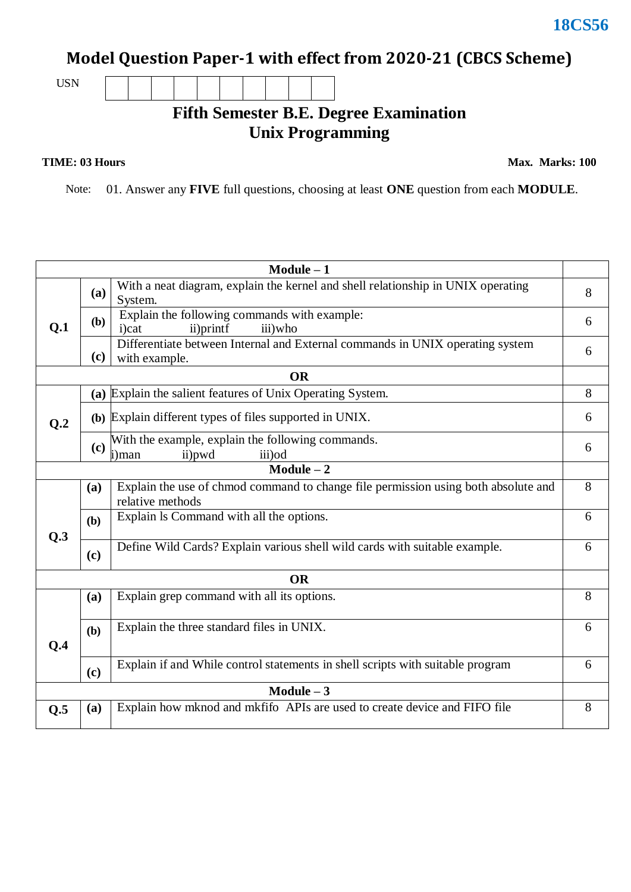18CS56

# Model Question Paper-1 with effect from 2020-21 (CBCS Scheme)

USN

## Fifth Semester B.E. Degree Examination
## Unix Programming

**TIME: 03 Hours** **Max. Marks: 100**

Note: 01. Answer any **FIVE** full questions, choosing at least **ONE** question from each **MODULE**.

| | | **Module – 1** | |
|---|---|---|---|
| **Q.1** | **(a)** | With a neat diagram, explain the kernel and shell relationship in UNIX operating System. | 8 |
| | **(b)** | Explain the following commands with example: i)cat ii)printf iii)who | 6 |
| | **(c)** | Differentiate between Internal and External commands in UNIX operating system with example. | 6 |
| | | **OR** | |
| **Q.2** | **(a)** | Explain the salient features of Unix Operating System. | 8 |
| | **(b)** | Explain different types of files supported in UNIX. | 6 |
| | **(c)** | With the example, explain the following commands. i)man ii)pwd iii)od | 6 |
| | | **Module – 2** | |
| **Q.3** | **(a)** | Explain the use of chmod command to change file permission using both absolute and relative methods | 8 |
| | **(b)** | Explain ls Command with all the options. | 6 |
| | **(c)** | Define Wild Cards? Explain various shell wild cards with suitable example. | 6 |
| | | **OR** | |
| **Q.4** | **(a)** | Explain grep command with all its options. | 8 |
| | **(b)** | Explain the three standard files in UNIX. | 6 |
| | **(c)** | Explain if and While control statements in shell scripts with suitable program | 6 |
| | | **Module – 3** | |
| **Q.5** | **(a)** | Explain how mknod and mkfifo APIs are used to create device and FIFO file | 8 |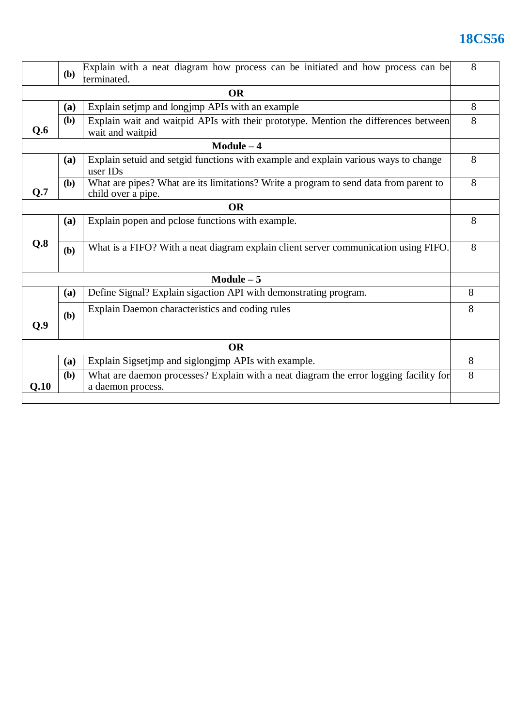|  |  |  |  |
|---|---|---|---|
|  | **(b)** | Explain with a neat diagram how process can be initiated and how process can be terminated. | 8 |
| **OR** | | | |
| **Q.6** | **(a)** | Explain setjmp and longjmp APIs with an example | 8 |
|  | **(b)** | Explain wait and waitpid APIs with their prototype. Mention the differences between wait and waitpid | 8 |
| **Module – 4** | | | |
| **Q.7** | **(a)** | Explain setuid and setgid functions with example and explain various ways to change user IDs | 8 |
|  | **(b)** | What are pipes? What are its limitations? Write a program to send data from parent to child over a pipe. | 8 |
| **OR** | | | |
| **Q.8** | **(a)** | Explain popen and pclose functions with example. | 8 |
|  | **(b)** | What is a FIFO? With a neat diagram explain client server communication using FIFO. | 8 |
| **Module – 5** | | | |
| **Q.9** | **(a)** | Define Signal? Explain sigaction API with demonstrating program. | 8 |
|  | **(b)** | Explain Daemon characteristics and coding rules | 8 |
| **OR** | | | |
| **Q.10** | **(a)** | Explain Sigsetjmp and siglongjmp APIs with example. | 8 |
|  | **(b)** | What are daemon processes? Explain with a neat diagram the error logging facility for a daemon process. | 8 |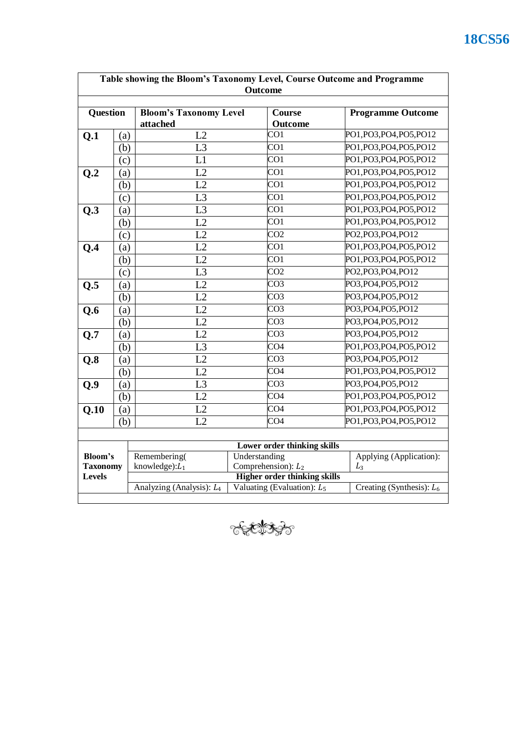**Table showing the Bloom's Taxonomy Level, Course Outcome and Programme Outcome**

| Question | | Bloom's Taxonomy Level attached | Course Outcome | Programme Outcome |
|---|---|---|---|---|
| **Q.1** | (a) | L2 | CO1 | PO1,PO3,PO4,PO5,PO12 |
| | (b) | L3 | CO1 | PO1,PO3,PO4,PO5,PO12 |
| | (c) | L1 | CO1 | PO1,PO3,PO4,PO5,PO12 |
| **Q.2** | (a) | L2 | CO1 | PO1,PO3,PO4,PO5,PO12 |
| | (b) | L2 | CO1 | PO1,PO3,PO4,PO5,PO12 |
| | (c) | L3 | CO1 | PO1,PO3,PO4,PO5,PO12 |
| **Q.3** | (a) | L3 | CO1 | PO1,PO3,PO4,PO5,PO12 |
| | (b) | L2 | CO1 | PO1,PO3,PO4,PO5,PO12 |
| | (c) | L2 | CO2 | PO2,PO3,PO4,PO12 |
| **Q.4** | (a) | L2 | CO1 | PO1,PO3,PO4,PO5,PO12 |
| | (b) | L2 | CO1 | PO1,PO3,PO4,PO5,PO12 |
| | (c) | L3 | CO2 | PO2,PO3,PO4,PO12 |
| **Q.5** | (a) | L2 | CO3 | PO3,PO4,PO5,PO12 |
| | (b) | L2 | CO3 | PO3,PO4,PO5,PO12 |
| **Q.6** | (a) | L2 | CO3 | PO3,PO4,PO5,PO12 |
| | (b) | L2 | CO3 | PO3,PO4,PO5,PO12 |
| **Q.7** | (a) | L2 | CO3 | PO3,PO4,PO5,PO12 |
| | (b) | L3 | CO4 | PO1,PO3,PO4,PO5,PO12 |
| **Q.8** | (a) | L2 | CO3 | PO3,PO4,PO5,PO12 |
| | (b) | L2 | CO4 | PO1,PO3,PO4,PO5,PO12 |
| **Q.9** | (a) | L3 | CO3 | PO3,PO4,PO5,PO12 |
| | (b) | L2 | CO4 | PO1,PO3,PO4,PO5,PO12 |
| **Q.10** | (a) | L2 | CO4 | PO1,PO3,PO4,PO5,PO12 |
| | (b) | L2 | CO4 | PO1,PO3,PO4,PO5,PO12 |

| **Bloom's Taxonomy Levels** | **Lower order thinking skills** | | |
|---|---|---|---|
| | Remembering( knowledge): $L_1$ | Understanding Comprehension): $L_2$ | Applying (Application): $L_3$ |
| | **Higher order thinking skills** | | |
| | Analyzing (Analysis): $L_4$ | Valuating (Evaluation): $L_5$ | Creating (Synthesis): $L_6$ |